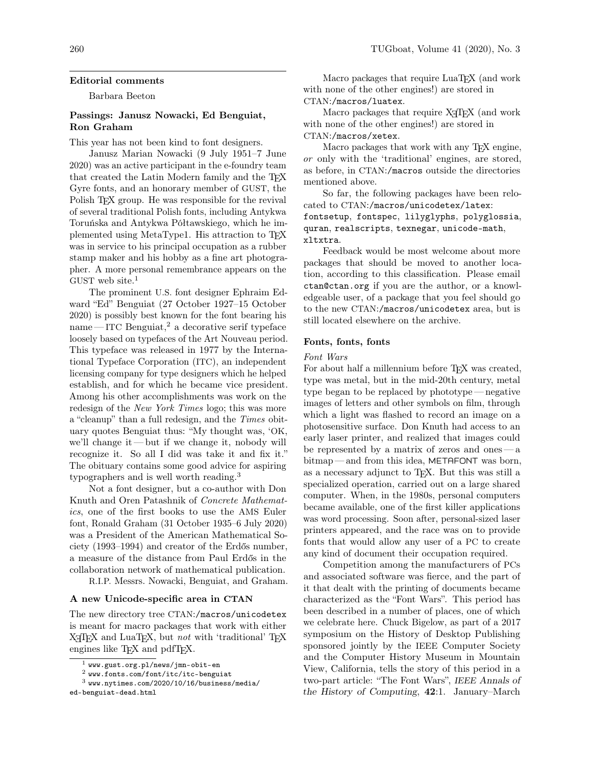## Editorial comments

Barbara Beeton

### Passings: Janusz Nowacki, Ed Benguiat, Ron Graham

This year has not been kind to font designers.

Janusz Marian Nowacki (9 July 1951–7 June 2020) was an active participant in the e-foundry team that created the Latin Modern family and the TeX Gyre fonts, and an honorary member of GUST, the Polish TeX group. He was responsible for the revival of several traditional Polish fonts, including Antykwa Toruńska and Antykwa Półtawskiego, which he implemented using MetaType1. His attraction to TeX was in service to his principal occupation as a rubber stamp maker and his hobby as a fine art photographer. A more personal remembrance appears on the GUST web site.[1]

The prominent U.S. font designer Ephraim Edward "Ed" Benguiat (27 October 1927–15 October 2020) is possibly best known for the font bearing his name — ITC Benguiat,[2] a decorative serif typeface loosely based on typefaces of the Art Nouveau period. This typeface was released in 1977 by the International Typeface Corporation (ITC), an independent licensing company for type designers which he helped establish, and for which he became vice president. Among his other accomplishments was work on the redesign of the *New York Times* logo; this was more a "cleanup" than a full redesign, and the *Times* obituary quotes Benguiat thus: "My thought was, 'OK, we'll change it — but if we change it, nobody will recognize it. So all I did was take it and fix it." The obituary contains some good advice for aspiring typographers and is well worth reading.[3]

Not a font designer, but a co-author with Don Knuth and Oren Patashnik of *Concrete Mathematics*, one of the first books to use the AMS Euler font, Ronald Graham (31 October 1935–6 July 2020) was a President of the American Mathematical Society (1993–1994) and creator of the Erdős number, a measure of the distance from Paul Erdős in the collaboration network of mathematical publication.

R.I.P. Messrs. Nowacki, Benguiat, and Graham.

[1] www.gust.org.pl/news/jmn-obit-en

[2] www.fonts.com/font/itc/itc-benguiat

[3] www.nytimes.com/2020/10/16/business/media/ed-benguiat-dead.html

### A new Unicode-specific area in CTAN

The new directory tree CTAN:`/macros/unicodetex` is meant for macro packages that work with either XeTeX and LuaTeX, but *not* with 'traditional' TeX engines like TeX and pdfTeX.

Macro packages that require LuaTeX (and work with none of the other engines!) are stored in CTAN:`/macros/luatex`.

Macro packages that require XeTeX (and work with none of the other engines!) are stored in CTAN:`/macros/xetex`.

Macro packages that work with any TeX engine, *or* only with the 'traditional' engines, are stored, as before, in CTAN:`/macros` outside the directories mentioned above.

So far, the following packages have been relocated to CTAN:`/macros/unicodetex/latex`: `fontsetup`, `fontspec`, `lilyglyphs`, `polyglossia`, `quran`, `realscripts`, `texnegar`, `unicode-math`, `xltxtra`.

Feedback would be most welcome about more packages that should be moved to another location, according to this classification. Please email `ctan@ctan.org` if you are the author, or a knowledgeable user, of a package that you feel should go to the new CTAN:`/macros/unicodetex` area, but is still located elsewhere on the archive.

### Fonts, fonts, fonts

*Font Wars*

For about half a millennium before TeX was created, type was metal, but in the mid-20th century, metal type began to be replaced by phototype — negative images of letters and other symbols on film, through which a light was flashed to record an image on a photosensitive surface. Don Knuth had access to an early laser printer, and realized that images could be represented by a matrix of zeros and ones — a bitmap — and from this idea, METAFONT was born, as a necessary adjunct to TeX. But this was still a specialized operation, carried out on a large shared computer. When, in the 1980s, personal computers became available, one of the first killer applications was word processing. Soon after, personal-sized laser printers appeared, and the race was on to provide fonts that would allow any user of a PC to create any kind of document their occupation required.

Competition among the manufacturers of PCs and associated software was fierce, and the part of it that dealt with the printing of documents became characterized as the "Font Wars". This period has been described in a number of places, one of which we celebrate here. Chuck Bigelow, as part of a 2017 symposium on the History of Desktop Publishing sponsored jointly by the IEEE Computer Society and the Computer History Museum in Mountain View, California, tells the story of this period in a two-part article: "The Font Wars", *IEEE Annals of the History of Computing*, **42**:1. January–March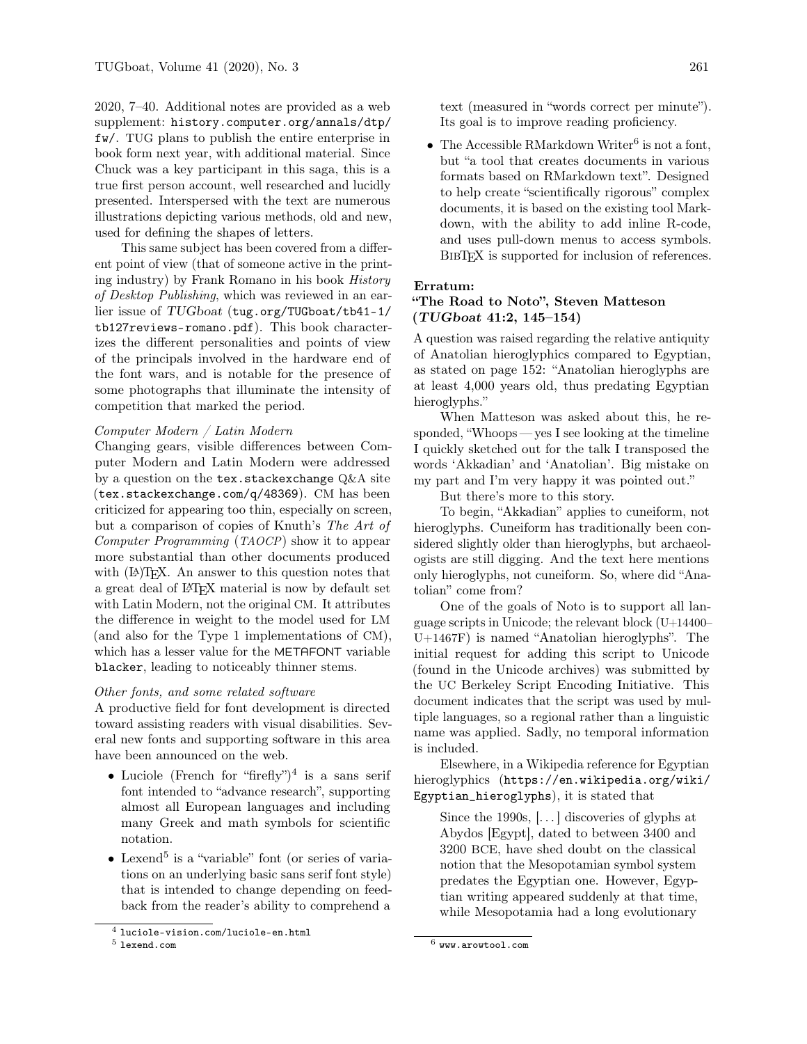2020, 7–40. Additional notes are provided as a web supplement: history.computer.org/annals/dtp/fw/. TUG plans to publish the entire enterprise in book form next year, with additional material. Since Chuck was a key participant in this saga, this is a true first person account, well researched and lucidly presented. Interspersed with the text are numerous illustrations depicting various methods, old and new, used for defining the shapes of letters.

This same subject has been covered from a different point of view (that of someone active in the printing industry) by Frank Romano in his book *History of Desktop Publishing*, which was reviewed in an earlier issue of *TUGboat* (tug.org/TUGboat/tb41-1/tb127reviews-romano.pdf). This book characterizes the different personalities and points of view of the principals involved in the hardware end of the font wars, and is notable for the presence of some photographs that illuminate the intensity of competition that marked the period.

*Computer Modern / Latin Modern*

Changing gears, visible differences between Computer Modern and Latin Modern were addressed by a question on the tex.stackexchange Q&A site (tex.stackexchange.com/q/48369). CM has been criticized for appearing too thin, especially on screen, but a comparison of copies of Knuth's *The Art of Computer Programming* (*TAOCP*) show it to appear more substantial than other documents produced with (LA)TEX. An answer to this question notes that a great deal of LATEX material is now by default set with Latin Modern, not the original CM. It attributes the difference in weight to the model used for LM (and also for the Type 1 implementations of CM), which has a lesser value for the METAFONT variable blacker, leading to noticeably thinner stems.

*Other fonts, and some related software*

A productive field for font development is directed toward assisting readers with visual disabilities. Several new fonts and supporting software in this area have been announced on the web.

- Luciole (French for "firefly")[4] is a sans serif font intended to "advance research", supporting almost all European languages and including many Greek and math symbols for scientific notation.
- Lexend[5] is a "variable" font (or series of variations on an underlying basic sans serif font style) that is intended to change depending on feedback from the reader's ability to comprehend a text (measured in "words correct per minute"). Its goal is to improve reading proficiency.
- The Accessible RMarkdown Writer[6] is not a font, but "a tool that creates documents in various formats based on RMarkdown text". Designed to help create "scientifically rigorous" complex documents, it is based on the existing tool Markdown, with the ability to add inline R-code, and uses pull-down menus to access symbols. BIBTEX is supported for inclusion of references.

**Erratum:**
**"The Road to Noto", Steven Matteson (*TUGboat* 41:2, 145–154)**

A question was raised regarding the relative antiquity of Anatolian hieroglyphics compared to Egyptian, as stated on page 152: "Anatolian hieroglyphs are at least 4,000 years old, thus predating Egyptian hieroglyphs."

When Matteson was asked about this, he responded, "Whoops — yes I see looking at the timeline I quickly sketched out for the talk I transposed the words 'Akkadian' and 'Anatolian'. Big mistake on my part and I'm very happy it was pointed out."

But there's more to this story.

To begin, "Akkadian" applies to cuneiform, not hieroglyphs. Cuneiform has traditionally been considered slightly older than hieroglyphs, but archaeologists are still digging. And the text here mentions only hieroglyphs, not cuneiform. So, where did "Anatolian" come from?

One of the goals of Noto is to support all language scripts in Unicode; the relevant block (U+14400–U+1467F) is named "Anatolian hieroglyphs". The initial request for adding this script to Unicode (found in the Unicode archives) was submitted by the UC Berkeley Script Encoding Initiative. This document indicates that the script was used by multiple languages, so a regional rather than a linguistic name was applied. Sadly, no temporal information is included.

Elsewhere, in a Wikipedia reference for Egyptian hieroglyphics (https://en.wikipedia.org/wiki/Egyptian_hieroglyphs), it is stated that

> Since the 1990s, [...] discoveries of glyphs at Abydos [Egypt], dated to between 3400 and 3200 BCE, have shed doubt on the classical notion that the Mesopotamian symbol system predates the Egyptian one. However, Egyptian writing appeared suddenly at that time, while Mesopotamia had a long evolutionary

[4] luciole-vision.com/luciole-en.html

[5] lexend.com

[6] www.arowtool.com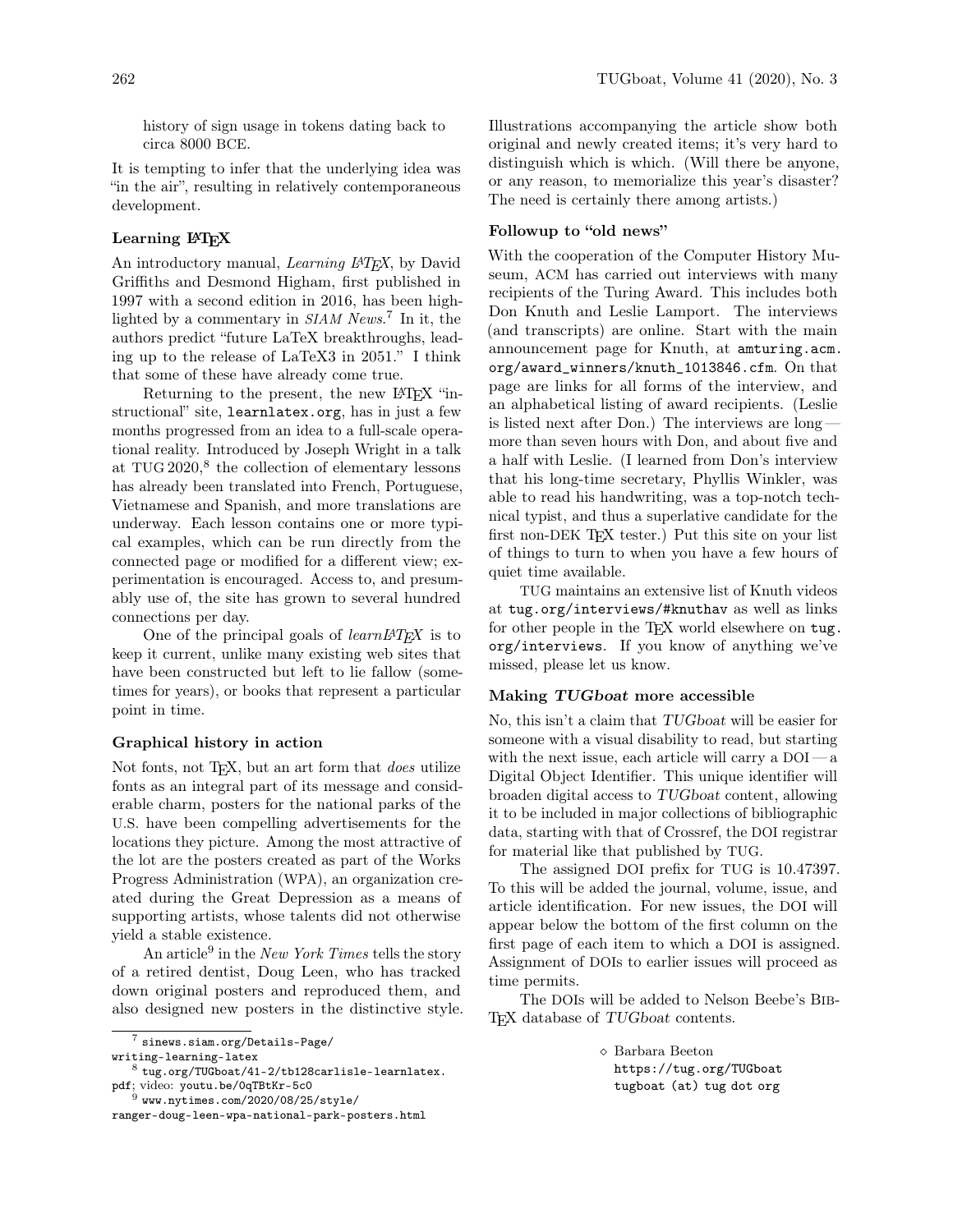history of sign usage in tokens dating back to circa 8000 BCE.

It is tempting to infer that the underlying idea was "in the air", resulting in relatively contemporaneous development.

### Learning LaTeX

An introductory manual, *Learning LaTeX*, by David Griffiths and Desmond Higham, first published in 1997 with a second edition in 2016, has been highlighted by a commentary in *SIAM News*.[7] In it, the authors predict "future LaTeX breakthroughs, leading up to the release of LaTeX3 in 2051." I think that some of these have already come true.

Returning to the present, the new LaTeX "instructional" site, learnlatex.org, has in just a few months progressed from an idea to a full-scale operational reality. Introduced by Joseph Wright in a talk at TUG 2020,[8] the collection of elementary lessons has already been translated into French, Portuguese, Vietnamese and Spanish, and more translations are underway. Each lesson contains one or more typical examples, which can be run directly from the connected page or modified for a different view; experimentation is encouraged. Access to, and presumably use of, the site has grown to several hundred connections per day.

One of the principal goals of *learnLaTeX* is to keep it current, unlike many existing web sites that have been constructed but left to lie fallow (sometimes for years), or books that represent a particular point in time.

### Graphical history in action

Not fonts, not TeX, but an art form that *does* utilize fonts as an integral part of its message and considerable charm, posters for the national parks of the U.S. have been compelling advertisements for the locations they picture. Among the most attractive of the lot are the posters created as part of the Works Progress Administration (WPA), an organization created during the Great Depression as a means of supporting artists, whose talents did not otherwise yield a stable existence.

An article[9] in the *New York Times* tells the story of a retired dentist, Doug Leen, who has tracked down original posters and reproduced them, and also designed new posters in the distinctive style. Illustrations accompanying the article show both original and newly created items; it's very hard to distinguish which is which. (Will there be anyone, or any reason, to memorialize this year's disaster? The need is certainly there among artists.)

### Followup to "old news"

With the cooperation of the Computer History Museum, ACM has carried out interviews with many recipients of the Turing Award. This includes both Don Knuth and Leslie Lamport. The interviews (and transcripts) are online. Start with the main announcement page for Knuth, at amturing.acm.org/award_winners/knuth_1013846.cfm. On that page are links for all forms of the interview, and an alphabetical listing of award recipients. (Leslie is listed next after Don.) The interviews are long — more than seven hours with Don, and about five and a half with Leslie. (I learned from Don's interview that his long-time secretary, Phyllis Winkler, was able to read his handwriting, was a top-notch technical typist, and thus a superlative candidate for the first non-DEK TeX tester.) Put this site on your list of things to turn to when you have a few hours of quiet time available.

TUG maintains an extensive list of Knuth videos at tug.org/interviews/#knuthav as well as links for other people in the TeX world elsewhere on tug.org/interviews. If you know of anything we've missed, please let us know.

### Making *TUGboat* more accessible

No, this isn't a claim that *TUGboat* will be easier for someone with a visual disability to read, but starting with the next issue, each article will carry a DOI — a Digital Object Identifier. This unique identifier will broaden digital access to *TUGboat* content, allowing it to be included in major collections of bibliographic data, starting with that of Crossref, the DOI registrar for material like that published by TUG.

The assigned DOI prefix for TUG is 10.47397. To this will be added the journal, volume, issue, and article identification. For new issues, the DOI will appear below the bottom of the first column on the first page of each item to which a DOI is assigned. Assignment of DOIs to earlier issues will proceed as time permits.

The DOIs will be added to Nelson Beebe's BibTeX database of *TUGboat* contents.

◇ Barbara Beeton
https://tug.org/TUGboat
tugboat (at) tug dot org

---

[7] sinews.siam.org/Details-Page/writing-learning-latex

[8] tug.org/TUGboat/41-2/tb128carlisle-learnlatex.pdf; video: youtu.be/0qTBtKr-5c0

[9] www.nytimes.com/2020/08/25/style/ranger-doug-leen-wpa-national-park-posters.html